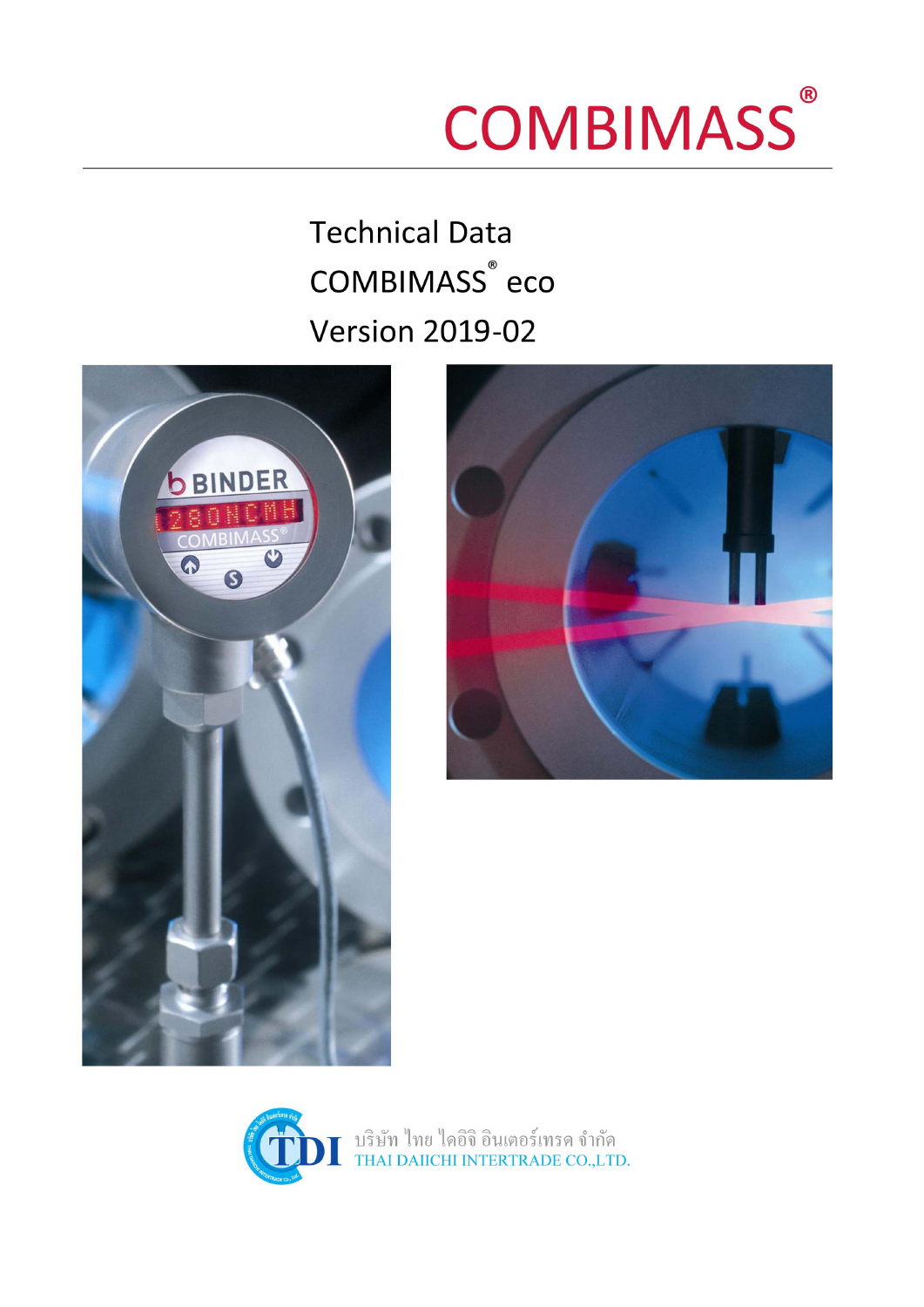# COMBIMASS®

Technical Data
COMBIMASS® eco
Version 2019-02

บริษัท ไทย ไดอิจิ อินเตอร์เทรด จำกัด
THAI DAIICHI INTERTRADE CO.,LTD.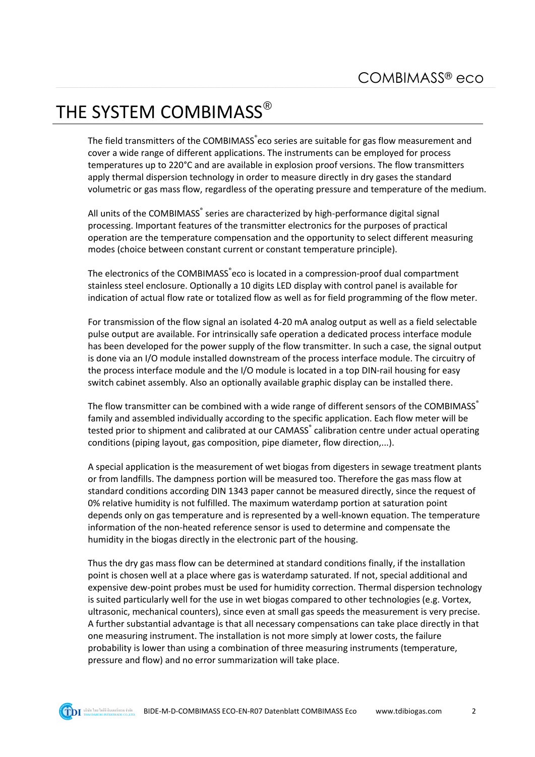# THE SYSTEM COMBIMASS®

The field transmitters of the COMBIMASS® eco series are suitable for gas flow measurement and cover a wide range of different applications. The instruments can be employed for process temperatures up to 220°C and are available in explosion proof versions. The flow transmitters apply thermal dispersion technology in order to measure directly in dry gases the standard volumetric or gas mass flow, regardless of the operating pressure and temperature of the medium.

All units of the COMBIMASS® series are characterized by high-performance digital signal processing. Important features of the transmitter electronics for the purposes of practical operation are the temperature compensation and the opportunity to select different measuring modes (choice between constant current or constant temperature principle).

The electronics of the COMBIMASS® eco is located in a compression-proof dual compartment stainless steel enclosure. Optionally a 10 digits LED display with control panel is available for indication of actual flow rate or totalized flow as well as for field programming of the flow meter.

For transmission of the flow signal an isolated 4-20 mA analog output as well as a field selectable pulse output are available. For intrinsically safe operation a dedicated process interface module has been developed for the power supply of the flow transmitter. In such a case, the signal output is done via an I/O module installed downstream of the process interface module. The circuitry of the process interface module and the I/O module is located in a top DIN-rail housing for easy switch cabinet assembly. Also an optionally available graphic display can be installed there.

The flow transmitter can be combined with a wide range of different sensors of the COMBIMASS® family and assembled individually according to the specific application. Each flow meter will be tested prior to shipment and calibrated at our CAMASS® calibration centre under actual operating conditions (piping layout, gas composition, pipe diameter, flow direction,...).

A special application is the measurement of wet biogas from digesters in sewage treatment plants or from landfills. The dampness portion will be measured too. Therefore the gas mass flow at standard conditions according DIN 1343 paper cannot be measured directly, since the request of 0% relative humidity is not fulfilled. The maximum waterdamp portion at saturation point depends only on gas temperature and is represented by a well-known equation. The temperature information of the non-heated reference sensor is used to determine and compensate the humidity in the biogas directly in the electronic part of the housing.

Thus the dry gas mass flow can be determined at standard conditions finally, if the installation point is chosen well at a place where gas is waterdamp saturated. If not, special additional and expensive dew-point probes must be used for humidity correction. Thermal dispersion technology is suited particularly well for the use in wet biogas compared to other technologies (e.g. Vortex, ultrasonic, mechanical counters), since even at small gas speeds the measurement is very precise. A further substantial advantage is that all necessary compensations can take place directly in that one measuring instrument. The installation is not more simply at lower costs, the failure probability is lower than using a combination of three measuring instruments (temperature, pressure and flow) and no error summarization will take place.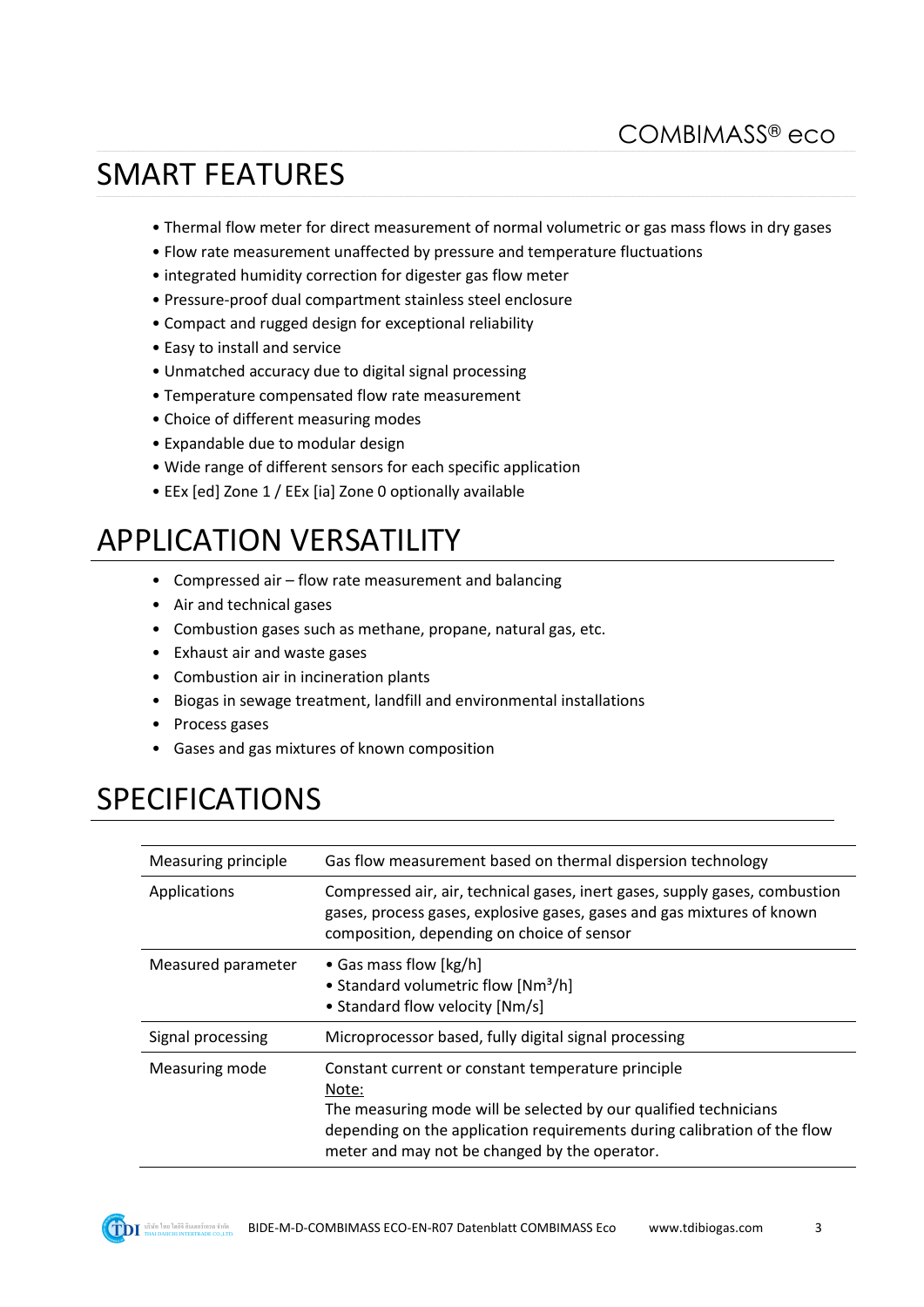# SMART FEATURES

- Thermal flow meter for direct measurement of normal volumetric or gas mass flows in dry gases
- Flow rate measurement unaffected by pressure and temperature fluctuations
- integrated humidity correction for digester gas flow meter
- Pressure-proof dual compartment stainless steel enclosure
- Compact and rugged design for exceptional reliability
- Easy to install and service
- Unmatched accuracy due to digital signal processing
- Temperature compensated flow rate measurement
- Choice of different measuring modes
- Expandable due to modular design
- Wide range of different sensors for each specific application
- EEx [ed] Zone 1 / EEx [ia] Zone 0 optionally available

# APPLICATION VERSATILITY

- Compressed air – flow rate measurement and balancing
- Air and technical gases
- Combustion gases such as methane, propane, natural gas, etc.
- Exhaust air and waste gases
- Combustion air in incineration plants
- Biogas in sewage treatment, landfill and environmental installations
- Process gases
- Gases and gas mixtures of known composition

# SPECIFICATIONS

| | |
|---|---|
| Measuring principle | Gas flow measurement based on thermal dispersion technology |
| Applications | Compressed air, air, technical gases, inert gases, supply gases, combustion gases, process gases, explosive gases, gases and gas mixtures of known composition, depending on choice of sensor |
| Measured parameter | • Gas mass flow [kg/h]<br>• Standard volumetric flow [Nm³/h]<br>• Standard flow velocity [Nm/s] |
| Signal processing | Microprocessor based, fully digital signal processing |
| Measuring mode | Constant current or constant temperature principle<br>Note:<br>The measuring mode will be selected by our qualified technicians depending on the application requirements during calibration of the flow meter and may not be changed by the operator. |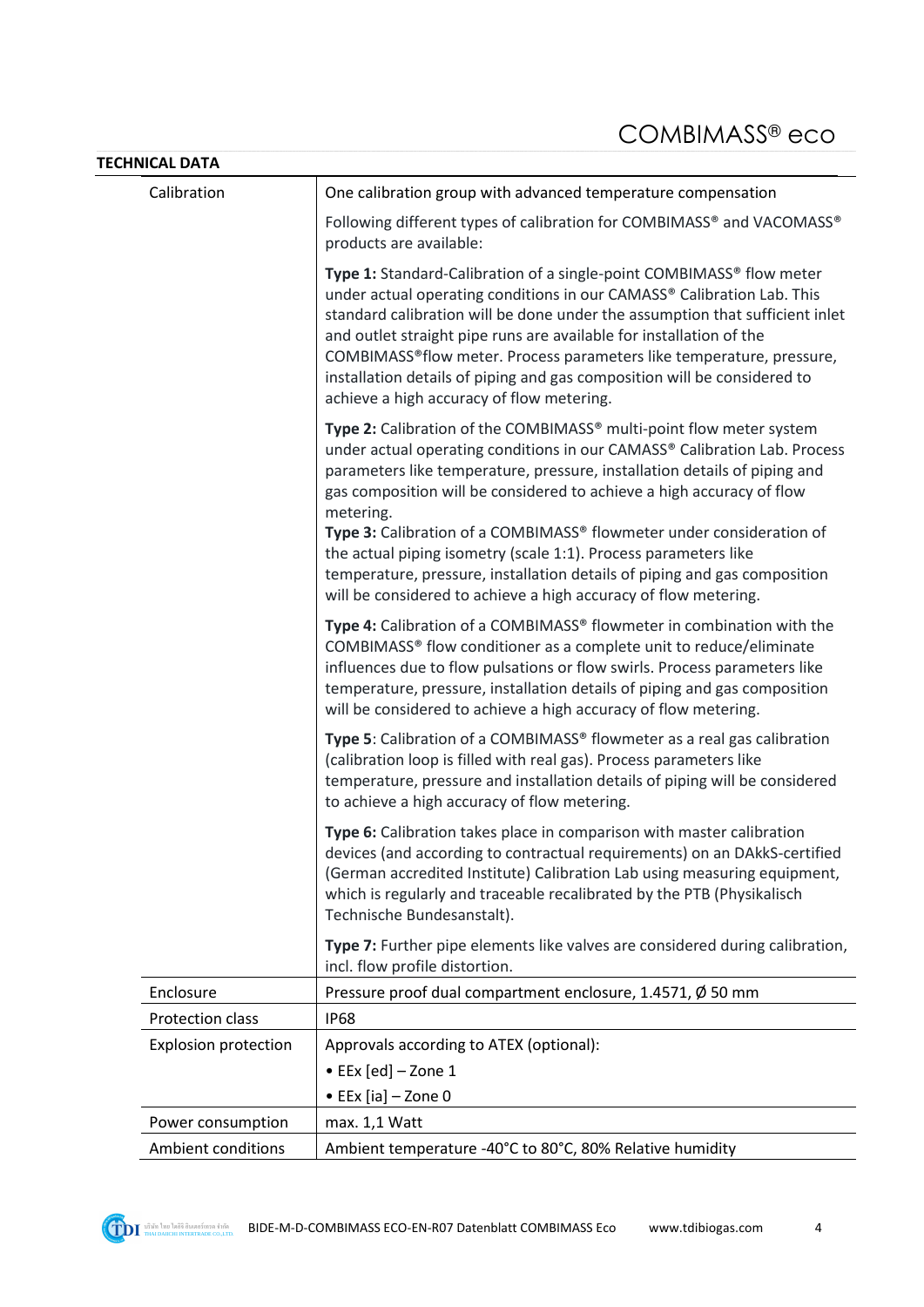## TECHNICAL DATA

| | |
|---|---|
| Calibration | One calibration group with advanced temperature compensation<br><br>Following different types of calibration for COMBIMASS® and VACOMASS® products are available:<br><br>**Type 1:** Standard-Calibration of a single-point COMBIMASS® flow meter under actual operating conditions in our CAMASS® Calibration Lab. This standard calibration will be done under the assumption that sufficient inlet and outlet straight pipe runs are available for installation of the COMBIMASS®flow meter. Process parameters like temperature, pressure, installation details of piping and gas composition will be considered to achieve a high accuracy of flow metering.<br><br>**Type 2:** Calibration of the COMBIMASS® multi-point flow meter system under actual operating conditions in our CAMASS® Calibration Lab. Process parameters like temperature, pressure, installation details of piping and gas composition will be considered to achieve a high accuracy of flow metering.<br>**Type 3:** Calibration of a COMBIMASS® flowmeter under consideration of the actual piping isometry (scale 1:1). Process parameters like temperature, pressure, installation details of piping and gas composition will be considered to achieve a high accuracy of flow metering.<br><br>**Type 4:** Calibration of a COMBIMASS® flowmeter in combination with the COMBIMASS® flow conditioner as a complete unit to reduce/eliminate influences due to flow pulsations or flow swirls. Process parameters like temperature, pressure, installation details of piping and gas composition will be considered to achieve a high accuracy of flow metering.<br><br>**Type 5**: Calibration of a COMBIMASS® flowmeter as a real gas calibration (calibration loop is filled with real gas). Process parameters like temperature, pressure and installation details of piping will be considered to achieve a high accuracy of flow metering.<br><br>**Type 6:** Calibration takes place in comparison with master calibration devices (and according to contractual requirements) on an DAkkS-certified (German accredited Institute) Calibration Lab using measuring equipment, which is regularly and traceable recalibrated by the PTB (Physikalisch Technische Bundesanstalt).<br><br>**Type 7:** Further pipe elements like valves are considered during calibration, incl. flow profile distortion. |
| Enclosure | Pressure proof dual compartment enclosure, 1.4571, Ø 50 mm |
| Protection class | IP68 |
| Explosion protection | Approvals according to ATEX (optional):<br>• EEx [ed] – Zone 1<br>• EEx [ia] – Zone 0 |
| Power consumption | max. 1,1 Watt |
| Ambient conditions | Ambient temperature -40°C to 80°C, 80% Relative humidity |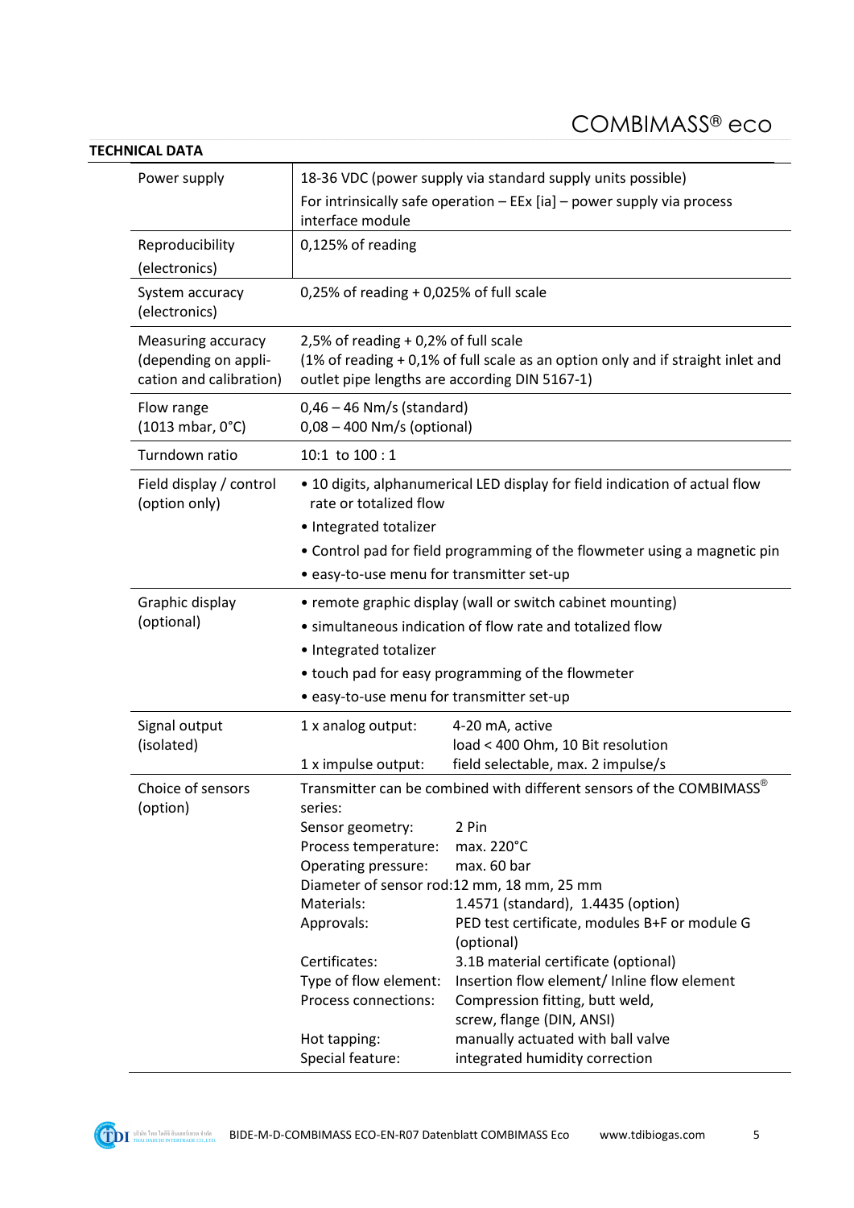# COMBIMASS® eco

**TECHNICAL DATA**

| | |
|---|---|
| Power supply | 18-36 VDC (power supply via standard supply units possible)<br>For intrinsically safe operation – EEx [ia] – power supply via process interface module |
| Reproducibility (electronics) | 0,125% of reading |
| System accuracy (electronics) | 0,25% of reading + 0,025% of full scale |
| Measuring accuracy (depending on application and calibration) | 2,5% of reading + 0,2% of full scale<br>(1% of reading + 0,1% of full scale as an option only and if straight inlet and outlet pipe lengths are according DIN 5167-1) |
| Flow range (1013 mbar, 0°C) | 0,46 – 46 Nm/s (standard)<br>0,08 – 400 Nm/s (optional) |
| Turndown ratio | 10:1 to 100 : 1 |
| Field display / control (option only) | • 10 digits, alphanumerical LED display for field indication of actual flow rate or totalized flow<br>• Integrated totalizer<br>• Control pad for field programming of the flowmeter using a magnetic pin<br>• easy-to-use menu for transmitter set-up |
| Graphic display (optional) | • remote graphic display (wall or switch cabinet mounting)<br>• simultaneous indication of flow rate and totalized flow<br>• Integrated totalizer<br>• touch pad for easy programming of the flowmeter<br>• easy-to-use menu for transmitter set-up |
| Signal output (isolated) | 1 x analog output: 4-20 mA, active<br>load < 400 Ohm, 10 Bit resolution<br>1 x impulse output: field selectable, max. 2 impulse/s |
| Choice of sensors (option) | Transmitter can be combined with different sensors of the COMBIMASS® series:<br>Sensor geometry: 2 Pin<br>Process temperature: max. 220°C<br>Operating pressure: max. 60 bar<br>Diameter of sensor rod: 12 mm, 18 mm, 25 mm<br>Materials: 1.4571 (standard), 1.4435 (option)<br>Approvals: PED test certificate, modules B+F or module G (optional)<br>Certificates: 3.1B material certificate (optional)<br>Type of flow element: Insertion flow element/ Inline flow element<br>Process connections: Compression fitting, butt weld, screw, flange (DIN, ANSI)<br>Hot tapping: manually actuated with ball valve<br>Special feature: integrated humidity correction |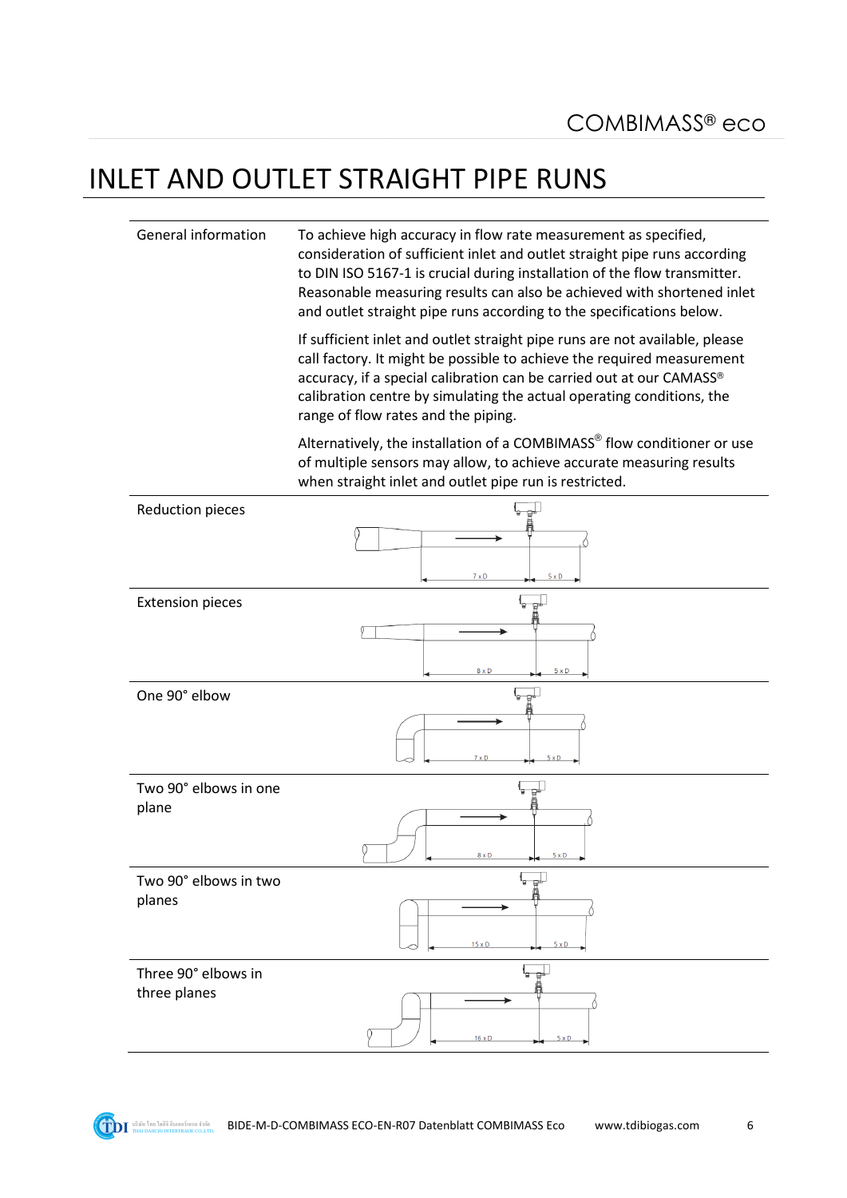# INLET AND OUTLET STRAIGHT PIPE RUNS

| | |
|---|---|
| General information | To achieve high accuracy in flow rate measurement as specified, consideration of sufficient inlet and outlet straight pipe runs according to DIN ISO 5167-1 is crucial during installation of the flow transmitter. Reasonable measuring results can also be achieved with shortened inlet and outlet straight pipe runs according to the specifications below.<br><br>If sufficient inlet and outlet straight pipe runs are not available, please call factory. It might be possible to achieve the required measurement accuracy, if a special calibration can be carried out at our CAMASS® calibration centre by simulating the actual operating conditions, the range of flow rates and the piping.<br><br>Alternatively, the installation of a COMBIMASS® flow conditioner or use of multiple sensors may allow, to achieve accurate measuring results when straight inlet and outlet pipe run is restricted. |
| Reduction pieces | 7 x D / 5 x D |
| Extension pieces | 8 x D / 5 x D |
| One 90° elbow | 7 x D / 5 x D |
| Two 90° elbows in one plane | 8 x D / 5 x D |
| Two 90° elbows in two planes | 15 x D / 5 x D |
| Three 90° elbows in three planes | 16 x D / 5 x D |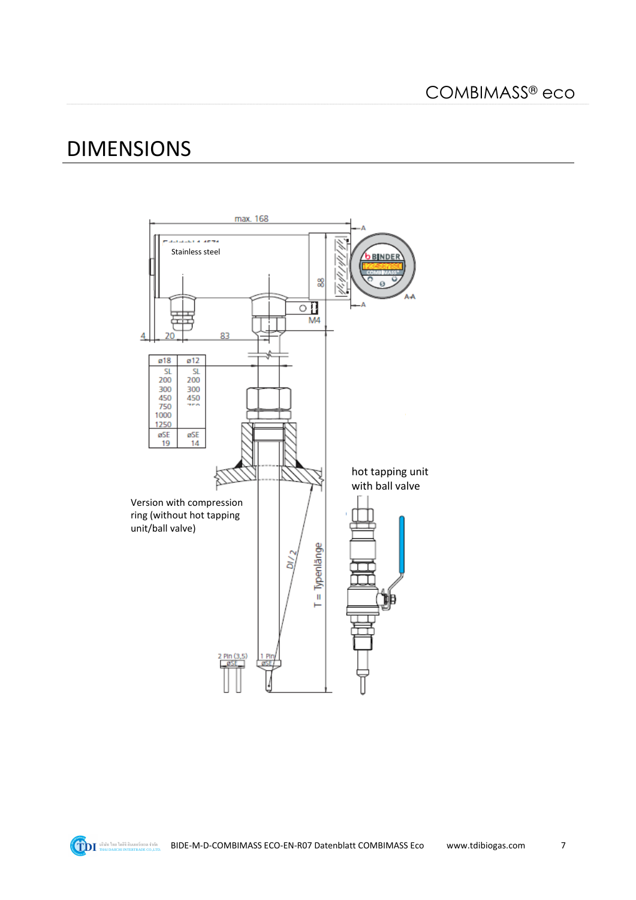# DIMENSIONS

max. 168

Stainless steel

88

M4

4 20 83

| ø18 | ø12 |
|---|---|
| SL | SL |
| 200 | 200 |
| 300 | 300 |
| 450 | 450 |
| 750 | 750 |
| 1000 | |
| 1250 | |
| øSE | øSE |
| 19 | 14 |

hot tapping unit with ball valve

Version with compression ring (without hot tapping unit/ball valve)

DI / 2

T = Typenlänge

2 Pin (3,5) øSE

1 Pin øSE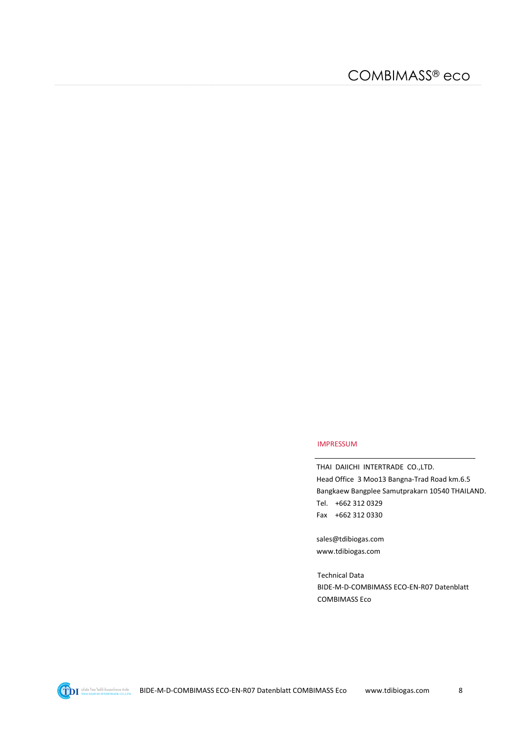## IMPRESSUM

THAI DAIICHI INTERTRADE CO.,LTD.
Head Office 3 Moo13 Bangna-Trad Road km.6.5
Bangkaew Bangplee Samutprakarn 10540 THAILAND.
Tel. +662 312 0329
Fax +662 312 0330

sales@tdibiogas.com
www.tdibiogas.com

Technical Data
BIDE-M-D-COMBIMASS ECO-EN-R07 Datenblatt
COMBIMASS Eco